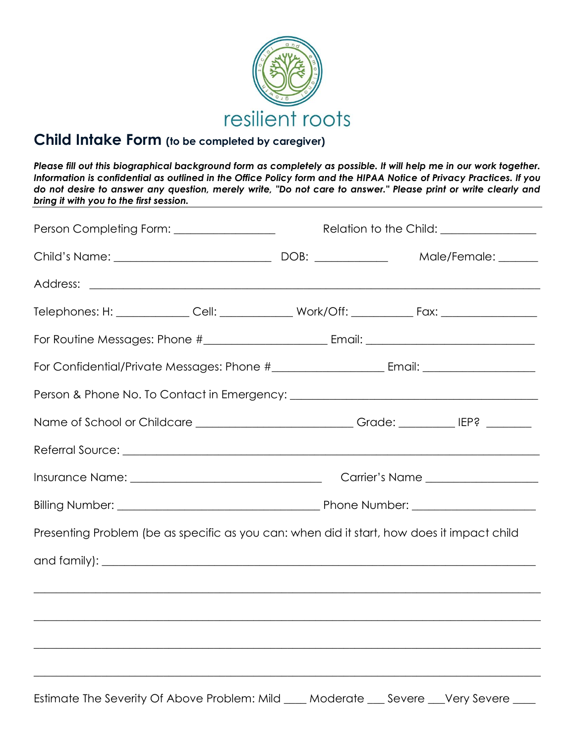resilient roots

## Child Intake Form (to be completed by caregiver)

***Please fill out this biographical background form as completely as possible. It will help me in our work together. Information is confidential as outlined in the Office Policy form and the HIPAA Notice of Privacy Practices. If you do not desire to answer any question, merely write, "Do not care to answer." Please print or write clearly and bring it with you to the first session.***

Person Completing Form: _________________ Relation to the Child: ________________

Child's Name: ___________________________ DOB: ____________ Male/Female: _______

Address: ___________________________________________________________________________

Telephones: H: ____________ Cell: ____________ Work/Off: __________ Fax: ________________

For Routine Messages: Phone #____________________ Email: ____________________________

For Confidential/Private Messages: Phone #__________________ Email: ___________________

Person & Phone No. To Contact in Emergency: ____________________________________________

Name of School or Childcare __________________________ Grade: _________ IEP? ________

Referral Source: ____________________________________________________________________

Insurance Name: _________________________________ Carrier's Name ___________________

Billing Number: __________________________________ Phone Number: ____________________

Presenting Problem (be as specific as you can: when did it start, how does it impact child and family): ______________________________________________________________________

_____________________________________________________________________________________

_____________________________________________________________________________________

_____________________________________________________________________________________

_____________________________________________________________________________________

Estimate The Severity Of Above Problem: Mild ____ Moderate ___ Severe ___Very Severe ____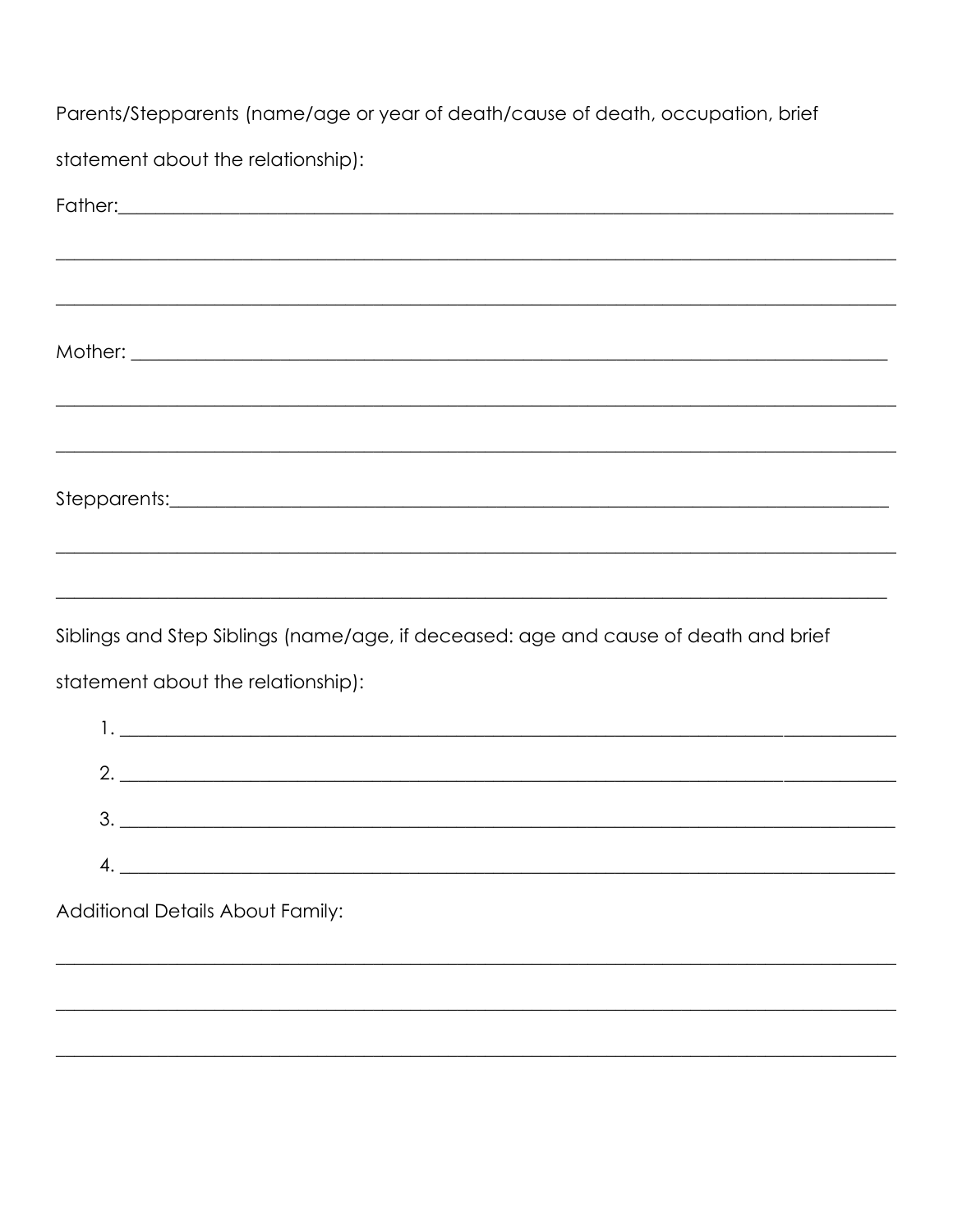Parents/Stepparents (name/age or year of death/cause of death, occupation, brief statement about the relationship):

Father:______________________________________________________________________________

______________________________________________________________________________

______________________________________________________________________________

Mother: ______________________________________________________________________________

______________________________________________________________________________

______________________________________________________________________________

Stepparents:______________________________________________________________________________

______________________________________________________________________________

______________________________________________________________________________

Siblings and Step Siblings (name/age, if deceased: age and cause of death and brief statement about the relationship):

1. ______________________________________________________________________________
2. ______________________________________________________________________________
3. ______________________________________________________________________________
4. ______________________________________________________________________________

Additional Details About Family:

______________________________________________________________________________

______________________________________________________________________________

______________________________________________________________________________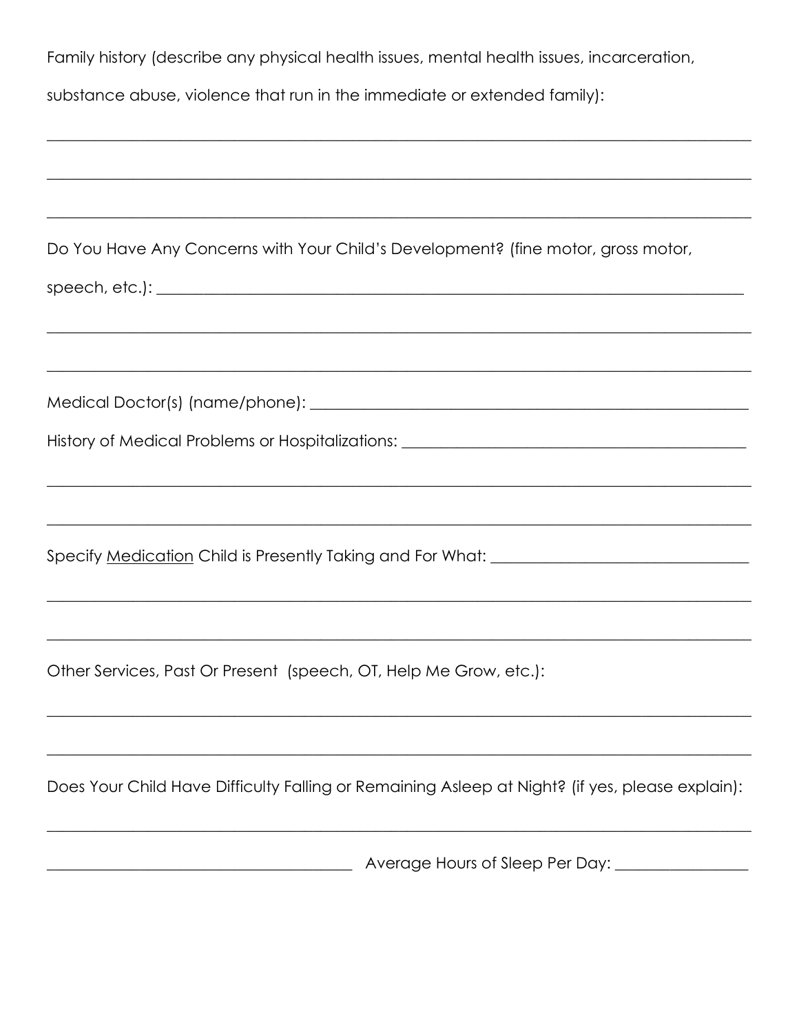Family history (describe any physical health issues, mental health issues, incarceration, substance abuse, violence that run in the immediate or extended family):

\_\_\_\_\_\_\_\_\_\_\_\_\_\_\_\_\_\_\_\_\_\_\_\_\_\_\_\_\_\_\_\_\_\_\_\_\_\_\_\_\_\_\_\_\_\_\_\_\_\_\_\_\_\_\_\_\_\_\_\_\_\_\_\_\_\_\_\_\_\_\_\_\_\_\_\_\_\_

\_\_\_\_\_\_\_\_\_\_\_\_\_\_\_\_\_\_\_\_\_\_\_\_\_\_\_\_\_\_\_\_\_\_\_\_\_\_\_\_\_\_\_\_\_\_\_\_\_\_\_\_\_\_\_\_\_\_\_\_\_\_\_\_\_\_\_\_\_\_\_\_\_\_\_\_\_\_

\_\_\_\_\_\_\_\_\_\_\_\_\_\_\_\_\_\_\_\_\_\_\_\_\_\_\_\_\_\_\_\_\_\_\_\_\_\_\_\_\_\_\_\_\_\_\_\_\_\_\_\_\_\_\_\_\_\_\_\_\_\_\_\_\_\_\_\_\_\_\_\_\_\_\_\_\_\_

Do You Have Any Concerns with Your Child's Development? (fine motor, gross motor, speech, etc.): \_\_\_\_\_\_\_\_\_\_\_\_\_\_\_\_\_\_\_\_\_\_\_\_\_\_\_\_\_\_\_\_\_\_\_\_\_\_\_\_\_\_\_\_\_\_\_\_\_\_\_\_\_\_\_\_\_\_\_\_\_\_

\_\_\_\_\_\_\_\_\_\_\_\_\_\_\_\_\_\_\_\_\_\_\_\_\_\_\_\_\_\_\_\_\_\_\_\_\_\_\_\_\_\_\_\_\_\_\_\_\_\_\_\_\_\_\_\_\_\_\_\_\_\_\_\_\_\_\_\_\_\_\_\_\_\_\_\_\_\_

\_\_\_\_\_\_\_\_\_\_\_\_\_\_\_\_\_\_\_\_\_\_\_\_\_\_\_\_\_\_\_\_\_\_\_\_\_\_\_\_\_\_\_\_\_\_\_\_\_\_\_\_\_\_\_\_\_\_\_\_\_\_\_\_\_\_\_\_\_\_\_\_\_\_\_\_\_\_

Medical Doctor(s) (name/phone): \_\_\_\_\_\_\_\_\_\_\_\_\_\_\_\_\_\_\_\_\_\_\_\_\_\_\_\_\_\_\_\_\_\_\_\_\_\_\_\_\_\_\_\_\_\_\_\_\_\_\_\_

History of Medical Problems or Hospitalizations: \_\_\_\_\_\_\_\_\_\_\_\_\_\_\_\_\_\_\_\_\_\_\_\_\_\_\_\_\_\_\_\_\_\_\_\_\_\_\_\_

\_\_\_\_\_\_\_\_\_\_\_\_\_\_\_\_\_\_\_\_\_\_\_\_\_\_\_\_\_\_\_\_\_\_\_\_\_\_\_\_\_\_\_\_\_\_\_\_\_\_\_\_\_\_\_\_\_\_\_\_\_\_\_\_\_\_\_\_\_\_\_\_\_\_\_\_\_\_

\_\_\_\_\_\_\_\_\_\_\_\_\_\_\_\_\_\_\_\_\_\_\_\_\_\_\_\_\_\_\_\_\_\_\_\_\_\_\_\_\_\_\_\_\_\_\_\_\_\_\_\_\_\_\_\_\_\_\_\_\_\_\_\_\_\_\_\_\_\_\_\_\_\_\_\_\_\_

Specify <u>Medication</u> Child is Presently Taking and For What: \_\_\_\_\_\_\_\_\_\_\_\_\_\_\_\_\_\_\_\_\_\_\_\_\_\_\_\_\_\_

\_\_\_\_\_\_\_\_\_\_\_\_\_\_\_\_\_\_\_\_\_\_\_\_\_\_\_\_\_\_\_\_\_\_\_\_\_\_\_\_\_\_\_\_\_\_\_\_\_\_\_\_\_\_\_\_\_\_\_\_\_\_\_\_\_\_\_\_\_\_\_\_\_\_\_\_\_\_

\_\_\_\_\_\_\_\_\_\_\_\_\_\_\_\_\_\_\_\_\_\_\_\_\_\_\_\_\_\_\_\_\_\_\_\_\_\_\_\_\_\_\_\_\_\_\_\_\_\_\_\_\_\_\_\_\_\_\_\_\_\_\_\_\_\_\_\_\_\_\_\_\_\_\_\_\_\_

Other Services, Past Or Present (speech, OT, Help Me Grow, etc.):

\_\_\_\_\_\_\_\_\_\_\_\_\_\_\_\_\_\_\_\_\_\_\_\_\_\_\_\_\_\_\_\_\_\_\_\_\_\_\_\_\_\_\_\_\_\_\_\_\_\_\_\_\_\_\_\_\_\_\_\_\_\_\_\_\_\_\_\_\_\_\_\_\_\_\_\_\_\_

\_\_\_\_\_\_\_\_\_\_\_\_\_\_\_\_\_\_\_\_\_\_\_\_\_\_\_\_\_\_\_\_\_\_\_\_\_\_\_\_\_\_\_\_\_\_\_\_\_\_\_\_\_\_\_\_\_\_\_\_\_\_\_\_\_\_\_\_\_\_\_\_\_\_\_\_\_\_

Does Your Child Have Difficulty Falling or Remaining Asleep at Night? (if yes, please explain):

\_\_\_\_\_\_\_\_\_\_\_\_\_\_\_\_\_\_\_\_\_\_\_\_\_\_\_\_\_\_\_\_\_\_\_\_\_\_\_\_\_\_\_\_\_\_\_\_\_\_\_\_\_\_\_\_\_\_\_\_\_\_\_\_\_\_\_\_\_\_\_\_\_\_\_\_\_\_

\_\_\_\_\_\_\_\_\_\_\_\_\_\_\_\_\_\_\_\_\_\_\_\_\_\_\_\_\_\_\_\_\_\_\_\_\_\_ Average Hours of Sleep Per Day: \_\_\_\_\_\_\_\_\_\_\_\_\_\_\_\_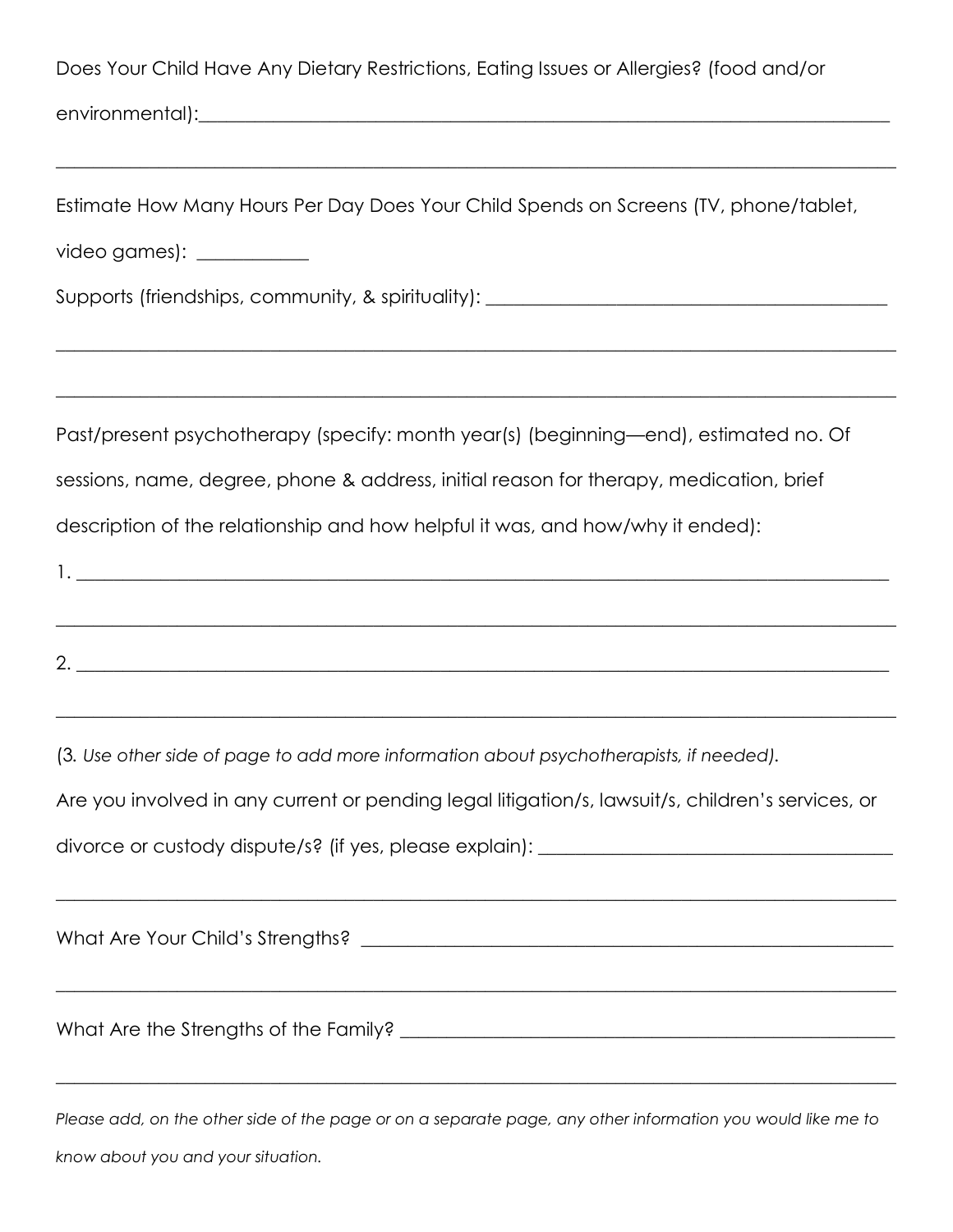Does Your Child Have Any Dietary Restrictions, Eating Issues or Allergies? (food and/or environmental):______________________________________________________________________________

_____________________________________________________________________________________

Estimate How Many Hours Per Day Does Your Child Spends on Screens (TV, phone/tablet, video games): ___________

Supports (friendships, community, & spirituality): ___________________________________________

_____________________________________________________________________________________

_____________________________________________________________________________________

Past/present psychotherapy (specify: month year(s) (beginning—end), estimated no. Of sessions, name, degree, phone & address, initial reason for therapy, medication, brief description of the relationship and how helpful it was, and how/why it ended):

1. ___________________________________________________________________________________

_____________________________________________________________________________________

2. ___________________________________________________________________________________

_____________________________________________________________________________________

(3. *Use other side of page to add more information about psychotherapists, if needed).*

Are you involved in any current or pending legal litigation/s, lawsuit/s, children's services, or divorce or custody dispute/s? (if yes, please explain): ____________________________________

_____________________________________________________________________________________

What Are Your Child's Strengths? _______________________________________________________

_____________________________________________________________________________________

What Are the Strengths of the Family? ___________________________________________________

_____________________________________________________________________________________

*Please add, on the other side of the page or on a separate page, any other information you would like me to know about you and your situation.*